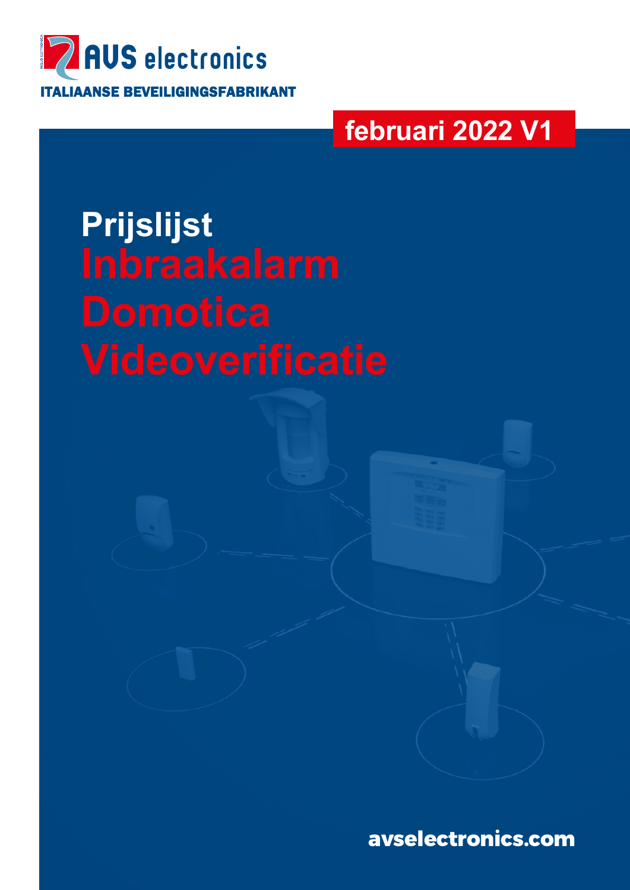AVS electronics

ITALIAANSE BEVEILIGINGSFABRIKANT

februari 2022 V1

# Prijslijst

# Inbraakalarm
# Domotica
# Videoverificatie

avselectronics.com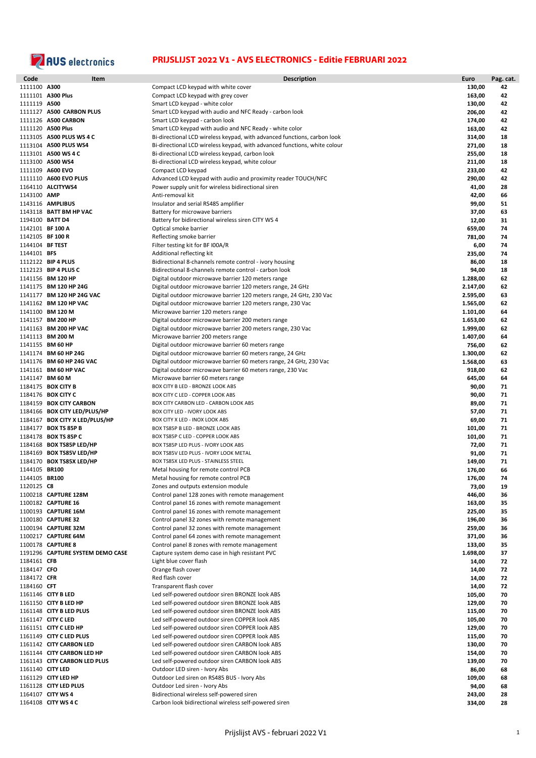# PRIJSLIJST 2022 V1 - AVS ELECTRONICS - Editie FEBRUARI 2022

| Code | Item | Description | Euro | Pag. cat. |
|---|---|---|---|---|
| 1111100 | **A300** | Compact LCD keypad with white cover | **130,00** | **42** |
| 1111101 | **A300 Plus** | Compact LCD keypad with grey cover | **163,00** | **42** |
| 1111119 | **A500** | Smart LCD keypad - white color | **130,00** | **42** |
| 1111127 | **A500 CARBON PLUS** | Smart LCD keypad with audio and NFC Ready - carbon look | **206,00** | **42** |
| 1111126 | **A500 CARBON** | Smart LCD keypad - carbon look | **174,00** | **42** |
| 1111120 | **A500 Plus** | Smart LCD keypad with audio and NFC Ready - white color | **163,00** | **42** |
| 1113105 | **A500 PLUS WS 4 C** | Bi-directional LCD wireless keypad, with advanced functions, carbon look | **314,00** | **18** |
| 1113104 | **A500 PLUS WS4** | Bi-directional LCD wireless keypad, with advanced functions, white colour | **271,00** | **18** |
| 1113101 | **A500 WS 4 C** | Bi-directional LCD wireless keypad, carbon look | **255,00** | **18** |
| 1113100 | **A500 WS4** | Bi-directional LCD wireless keypad, white colour | **211,00** | **18** |
| 1111109 | **A600 EVO** | Compact LCD keypad | **233,00** | **42** |
| 1111110 | **A600 EVO PLUS** | Advanced LCD keypad with audio and proximity reader TOUCH/NFC | **290,00** | **42** |
| 1164110 | **ALCITYWS4** | Power supply unit for wireless bidirectional siren | **41,00** | **28** |
| 1143100 | **AMP** | Anti-removal kit | **42,00** | **66** |
| 1143116 | **AMPLIBUS** | Insulator and serial RS485 amplifier | **99,00** | **51** |
| 1143118 | **BATT BM HP VAC** | Battery for microwave barriers | **37,00** | **63** |
| 1194100 | **BATT D4** | Battery for bidirectional wireless siren CITY WS 4 | **12,00** | **31** |
| 1142101 | **BF 100 A** | Optical smoke barrier | **659,00** | **74** |
| 1142105 | **BF 100 R** | Reflecting smoke barrier | **781,00** | **74** |
| 1144104 | **BF TEST** | Filter testing kit for BF I00A/R | **6,00** | **74** |
| 1144101 | **BFS** | Additional reflecting kit | **235,00** | **74** |
| 1112122 | **BIP 4 PLUS** | Bidirectional 8-channels remote control - ivory housing | **86,00** | **18** |
| 1112123 | **BIP 4 PLUS C** | Bidirectional 8-channels remote control - carbon look | **94,00** | **18** |
| 1141156 | **BM 120 HP** | Digital outdoor microwave barrier 120 meters range | **1.288,00** | **62** |
| 1141175 | **BM 120 HP 24G** | Digital outdoor microwave barrier 120 meters range, 24 GHz | **2.147,00** | **62** |
| 1141177 | **BM 120 HP 24G VAC** | Digital outdoor microwave barrier 120 meters range, 24 GHz, 230 Vac | **2.595,00** | **63** |
| 1141162 | **BM 120 HP VAC** | Digital outdoor microwave barrier 120 meters range, 230 Vac | **1.565,00** | **62** |
| 1141100 | **BM 120 M** | Microwave barrier 120 meters range | **1.101,00** | **64** |
| 1141157 | **BM 200 HP** | Digital outdoor microwave barrier 200 meters range | **1.653,00** | **62** |
| 1141163 | **BM 200 HP VAC** | Digital outdoor microwave barrier 200 meters range, 230 Vac | **1.999,00** | **62** |
| 1141113 | **BM 200 M** | Microwave barrier 200 meters range | **1.407,00** | **64** |
| 1141155 | **BM 60 HP** | Digital outdoor microwave barrier 60 meters range | **756,00** | **62** |
| 1141174 | **BM 60 HP 24G** | Digital outdoor microwave barrier 60 meters range, 24 GHz | **1.300,00** | **62** |
| 1141176 | **BM 60 HP 24G VAC** | Digital outdoor microwave barrier 60 meters range, 24 GHz, 230 Vac | **1.568,00** | **63** |
| 1141161 | **BM 60 HP VAC** | Digital outdoor microwave barrier 60 meters range, 230 Vac | **918,00** | **62** |
| 1141147 | **BM 60 M** | Microwave barrier 60 meters range | **645,00** | **64** |
| 1184175 | **BOX CITY B** | BOX CITY B LED - BRONZE LOOK ABS | **90,00** | **71** |
| 1184176 | **BOX CITY C** | BOX CITY C LED - COPPER LOOK ABS | **90,00** | **71** |
| 1184159 | **BOX CITY CARBON** | BOX CITY CARBON LED - CARBON LOOK ABS | **89,00** | **71** |
| 1184166 | **BOX CITY LED/PLUS/HP** | BOX CITY LED - IVORY LOOK ABS | **57,00** | **71** |
| 1184167 | **BOX CITY X LED/PLUS/HP** | BOX CITY X LED - INOX LOOK ABS | **69,00** | **71** |
| 1184177 | **BOX TS 85P B** | BOX TS85P B LED - BRONZE LOOK ABS | **101,00** | **71** |
| 1184178 | **BOX TS 85P C** | BOX TS85P C LED - COPPER LOOK ABS | **101,00** | **71** |
| 1184168 | **BOX TS85P LED/HP** | BOX TS85P LED PLUS - IVORY LOOK ABS | **72,00** | **71** |
| 1184169 | **BOX TS85V LED/HP** | BOX TS85V LED PLUS - IVORY LOOK METAL | **91,00** | **71** |
| 1184170 | **BOX TS85X LED/HP** | BOX TS85X LED PLUS - STAINLESS STEEL | **149,00** | **71** |
| 1144105 | **BR100** | Metal housing for remote control PCB | **176,00** | **66** |
| 1144105 | **BR100** | Metal housing for remote control PCB | **176,00** | **74** |
| 1120125 | **C8** | Zones and outputs extension module | **73,00** | **19** |
| 1100218 | **CAPTURE 128M** | Control panel 128 zones with remote management | **446,00** | **36** |
| 1100182 | **CAPTURE 16** | Control panel 16 zones with remote management | **163,00** | **35** |
| 1100193 | **CAPTURE 16M** | Control panel 16 zones with remote management | **225,00** | **35** |
| 1100180 | **CAPTURE 32** | Control panel 32 zones with remote management | **196,00** | **36** |
| 1100194 | **CAPTURE 32M** | Control panel 32 zones with remote management | **259,00** | **36** |
| 1100217 | **CAPTURE 64M** | Control panel 64 zones with remote management | **371,00** | **36** |
| 1100178 | **CAPTURE 8** | Control panel 8 zones with remote management | **133,00** | **35** |
| 1191296 | **CAPTURE SYSTEM DEMO CASE** | Capture system demo case in high resistant PVC | **1.698,00** | **37** |
| 1184161 | **CFB** | Light blue cover flash | **14,00** | **72** |
| 1184147 | **CFO** | Orange flash cover | **14,00** | **72** |
| 1184172 | **CFR** | Red flash cover | **14,00** | **72** |
| 1184160 | **CFT** | Transparent flash cover | **14,00** | **72** |
| 1161146 | **CITY B LED** | Led self-powered outdoor siren BRONZE look ABS | **105,00** | **70** |
| 1161150 | **CITY B LED HP** | Led self-powered outdoor siren BRONZE look ABS | **129,00** | **70** |
| 1161148 | **CITY B LED PLUS** | Led self-powered outdoor siren BRONZE look ABS | **115,00** | **70** |
| 1161147 | **CITY C LED** | Led self-powered outdoor siren COPPER look ABS | **105,00** | **70** |
| 1161151 | **CITY C LED HP** | Led self-powered outdoor siren COPPER look ABS | **129,00** | **70** |
| 1161149 | **CITY C LED PLUS** | Led self-powered outdoor siren COPPER look ABS | **115,00** | **70** |
| 1161142 | **CITY CARBON LED** | Led self-powered outdoor siren CARBON look ABS | **130,00** | **70** |
| 1161144 | **CITY CARBON LED HP** | Led self-powered outdoor siren CARBON look ABS | **154,00** | **70** |
| 1161143 | **CITY CARBON LED PLUS** | Led self-powered outdoor siren CARBON look ABS | **139,00** | **70** |
| 1161140 | **CITY LED** | Outdoor LED siren - Ivory Abs | **86,00** | **68** |
| 1161129 | **CITY LED HP** | Outdoor Led siren on RS485 BUS - Ivory Abs | **109,00** | **68** |
| 1161128 | **CITY LED PLUS** | Outdoor Led siren - Ivory Abs | **94,00** | **68** |
| 1164107 | **CITY WS 4** | Bidirectional wireless self-powered siren | **243,00** | **28** |
| 1164108 | **CITY WS 4 C** | Carbon look bidirectional wireless self-powered siren | **334,00** | **28** |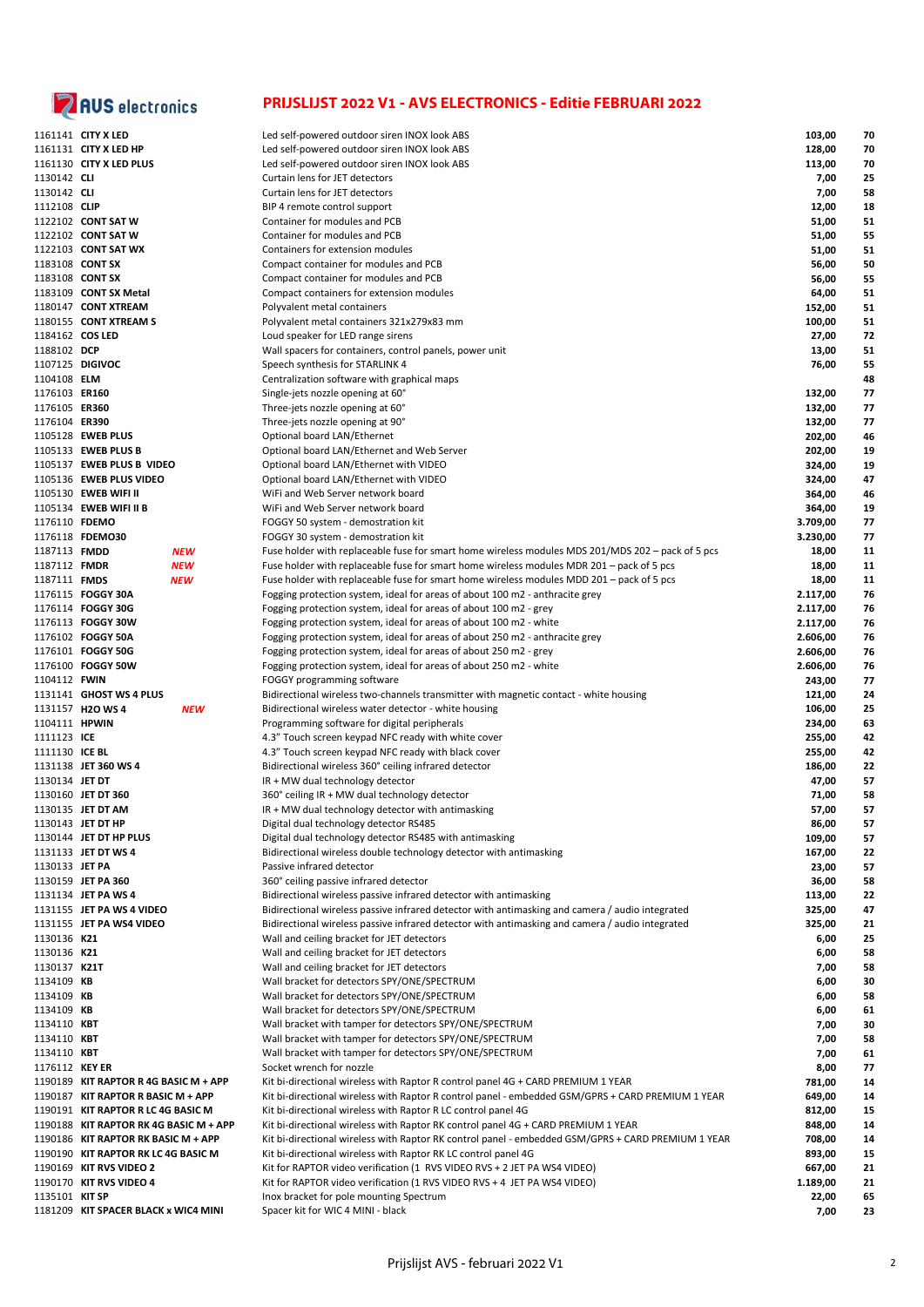## PRIJSLIJST 2022 V1 - AVS ELECTRONICS - Editie FEBRUARI 2022

| Code | Product | | Description | Price | |
|---|---|---|---|---|---|
| 1161141 | **CITY X LED** | | Led self-powered outdoor siren INOX look ABS | **103,00** | **70** |
| 1161131 | **CITY X LED HP** | | Led self-powered outdoor siren INOX look ABS | **128,00** | **70** |
| 1161130 | **CITY X LED PLUS** | | Led self-powered outdoor siren INOX look ABS | **113,00** | **70** |
| 1130142 | **CLI** | | Curtain lens for JET detectors | **7,00** | **25** |
| 1130142 | **CLI** | | Curtain lens for JET detectors | **7,00** | **58** |
| 1112108 | **CLIP** | | BIP 4 remote control support | **12,00** | **18** |
| 1122102 | **CONT SAT W** | | Container for modules and PCB | **51,00** | **51** |
| 1122102 | **CONT SAT W** | | Container for modules and PCB | **51,00** | **55** |
| 1122103 | **CONT SAT WX** | | Containers for extension modules | **51,00** | **51** |
| 1183108 | **CONT SX** | | Compact container for modules and PCB | **56,00** | **50** |
| 1183108 | **CONT SX** | | Compact container for modules and PCB | **56,00** | **55** |
| 1183109 | **CONT SX Metal** | | Compact containers for extension modules | **64,00** | **51** |
| 1180147 | **CONT XTREAM** | | Polyvalent metal containers | **152,00** | **51** |
| 1180155 | **CONT XTREAM S** | | Polyvalent metal containers 321x279x83 mm | **100,00** | **51** |
| 1184162 | **COS LED** | | Loud speaker for LED range sirens | **27,00** | **72** |
| 1188102 | **DCP** | | Wall spacers for containers, control panels, power unit | **13,00** | **51** |
| 1107125 | **DIGIVOC** | | Speech synthesis for STARLINK 4 | **76,00** | **55** |
| 1104108 | **ELM** | | Centralization software with graphical maps | | **48** |
| 1176103 | **ER160** | | Single-jets nozzle opening at 60° | **132,00** | **77** |
| 1176105 | **ER360** | | Three-jets nozzle opening at 60° | **132,00** | **77** |
| 1176104 | **ER390** | | Three-jets nozzle opening at 90° | **132,00** | **77** |
| 1105128 | **EWEB PLUS** | | Optional board LAN/Ethernet | **202,00** | **46** |
| 1105133 | **EWEB PLUS B** | | Optional board LAN/Ethernet and Web Server | **202,00** | **19** |
| 1105137 | **EWEB PLUS B VIDEO** | | Optional board LAN/Ethernet with VIDEO | **324,00** | **19** |
| 1105136 | **EWEB PLUS VIDEO** | | Optional board LAN/Ethernet with VIDEO | **324,00** | **47** |
| 1105130 | **EWEB WIFI II** | | WiFi and Web Server network board | **364,00** | **46** |
| 1105134 | **EWEB WIFI II B** | | WiFi and Web Server network board | **364,00** | **19** |
| 1176110 | **FDEMO** | | FOGGY 50 system - demostration kit | **3.709,00** | **77** |
| 1176118 | **FDEMO30** | | FOGGY 30 system - demostration kit | **3.230,00** | **77** |
| 1187113 | **FMDD** | ***NEW*** | Fuse holder with replaceable fuse for smart home wireless modules MDS 201/MDS 202 – pack of 5 pcs | **18,00** | **11** |
| 1187112 | **FMDR** | ***NEW*** | Fuse holder with replaceable fuse for smart home wireless modules MDR 201 – pack of 5 pcs | **18,00** | **11** |
| 1187111 | **FMDS** | ***NEW*** | Fuse holder with replaceable fuse for smart home wireless modules MDD 201 – pack of 5 pcs | **18,00** | **11** |
| 1176115 | **FOGGY 30A** | | Fogging protection system, ideal for areas of about 100 m2 - anthracite grey | **2.117,00** | **76** |
| 1176114 | **FOGGY 30G** | | Fogging protection system, ideal for areas of about 100 m2 - grey | **2.117,00** | **76** |
| 1176113 | **FOGGY 30W** | | Fogging protection system, ideal for areas of about 100 m2 - white | **2.117,00** | **76** |
| 1176102 | **FOGGY 50A** | | Fogging protection system, ideal for areas of about 250 m2 - anthracite grey | **2.606,00** | **76** |
| 1176101 | **FOGGY 50G** | | Fogging protection system, ideal for areas of about 250 m2 - grey | **2.606,00** | **76** |
| 1176100 | **FOGGY 50W** | | Fogging protection system, ideal for areas of about 250 m2 - white | **2.606,00** | **76** |
| 1104112 | **FWIN** | | FOGGY programming software | **243,00** | **77** |
| 1131141 | **GHOST WS 4 PLUS** | | Bidirectional wireless two-channels transmitter with magnetic contact - white housing | **121,00** | **24** |
| 1131157 | **H2O WS 4** | ***NEW*** | Bidirectional wireless water detector - white housing | **106,00** | **25** |
| 1104111 | **HPWIN** | | Programming software for digital peripherals | **234,00** | **63** |
| 1111123 | **ICE** | | 4.3" Touch screen keypad NFC ready with white cover | **255,00** | **42** |
| 1111130 | **ICE BL** | | 4.3" Touch screen keypad NFC ready with black cover | **255,00** | **42** |
| 1131138 | **JET 360 WS 4** | | Bidirectional wireless 360° ceiling infrared detector | **186,00** | **22** |
| 1130134 | **JET DT** | | IR + MW dual technology detector | **47,00** | **57** |
| 1130160 | **JET DT 360** | | 360° ceiling IR + MW dual technology detector | **71,00** | **58** |
| 1130135 | **JET DT AM** | | IR + MW dual technology detector with antimasking | **57,00** | **57** |
| 1130143 | **JET DT HP** | | Digital dual technology detector RS485 | **86,00** | **57** |
| 1130144 | **JET DT HP PLUS** | | Digital dual technology detector RS485 with antimasking | **109,00** | **57** |
| 1131133 | **JET DT WS 4** | | Bidirectional wireless double technology detector with antimasking | **167,00** | **22** |
| 1130133 | **JET PA** | | Passive infrared detector | **23,00** | **57** |
| 1130159 | **JET PA 360** | | 360° ceiling passive infrared detector | **36,00** | **58** |
| 1131134 | **JET PA WS 4** | | Bidirectional wireless passive infrared detector with antimasking | **113,00** | **22** |
| 1131155 | **JET PA WS 4 VIDEO** | | Bidirectional wireless passive infrared detector with antimasking and camera / audio integrated | **325,00** | **47** |
| 1131155 | **JET PA WS4 VIDEO** | | Bidirectional wireless passive infrared detector with antimasking and camera / audio integrated | **325,00** | **21** |
| 1130136 | **K21** | | Wall and ceiling bracket for JET detectors | **6,00** | **25** |
| 1130136 | **K21** | | Wall and ceiling bracket for JET detectors | **6,00** | **58** |
| 1130137 | **K21T** | | Wall and ceiling bracket for JET detectors | **7,00** | **58** |
| 1134109 | **KB** | | Wall bracket for detectors SPY/ONE/SPECTRUM | **6,00** | **30** |
| 1134109 | **KB** | | Wall bracket for detectors SPY/ONE/SPECTRUM | **6,00** | **58** |
| 1134109 | **KB** | | Wall bracket for detectors SPY/ONE/SPECTRUM | **6,00** | **61** |
| 1134110 | **KBT** | | Wall bracket with tamper for detectors SPY/ONE/SPECTRUM | **7,00** | **30** |
| 1134110 | **KBT** | | Wall bracket with tamper for detectors SPY/ONE/SPECTRUM | **7,00** | **58** |
| 1134110 | **KBT** | | Wall bracket with tamper for detectors SPY/ONE/SPECTRUM | **7,00** | **61** |
| 1176112 | **KEY ER** | | Socket wrench for nozzle | **8,00** | **77** |
| 1190189 | **KIT RAPTOR R 4G BASIC M + APP** | | Kit bi-directional wireless with Raptor R control panel 4G + CARD PREMIUM 1 YEAR | **781,00** | **14** |
| 1190187 | **KIT RAPTOR R BASIC M + APP** | | Kit bi-directional wireless with Raptor R control panel - embedded GSM/GPRS + CARD PREMIUM 1 YEAR | **649,00** | **14** |
| 1190191 | **KIT RAPTOR R LC 4G BASIC M** | | Kit bi-directional wireless with Raptor R LC control panel 4G | **812,00** | **15** |
| 1190188 | **KIT RAPTOR RK 4G BASIC M + APP** | | Kit bi-directional wireless with Raptor RK control panel 4G + CARD PREMIUM 1 YEAR | **848,00** | **14** |
| 1190186 | **KIT RAPTOR RK BASIC M + APP** | | Kit bi-directional wireless with Raptor RK control panel - embedded GSM/GPRS + CARD PREMIUM 1 YEAR | **708,00** | **14** |
| 1190190 | **KIT RAPTOR RK LC 4G BASIC M** | | Kit bi-directional wireless with Raptor RK LC control panel 4G | **893,00** | **15** |
| 1190169 | **KIT RVS VIDEO 2** | | Kit for RAPTOR video verification (1 RVS VIDEO RVS + 2 JET PA WS4 VIDEO) | **667,00** | **21** |
| 1190170 | **KIT RVS VIDEO 4** | | Kit for RAPTOR video verification (1 RVS VIDEO RVS + 4 JET PA WS4 VIDEO) | **1.189,00** | **21** |
| 1135101 | **KIT SP** | | Inox bracket for pole mounting Spectrum | **22,00** | **65** |
| 1181209 | **KIT SPACER BLACK x WIC4 MINI** | | Spacer kit for WIC 4 MINI - black | **7,00** | **23** |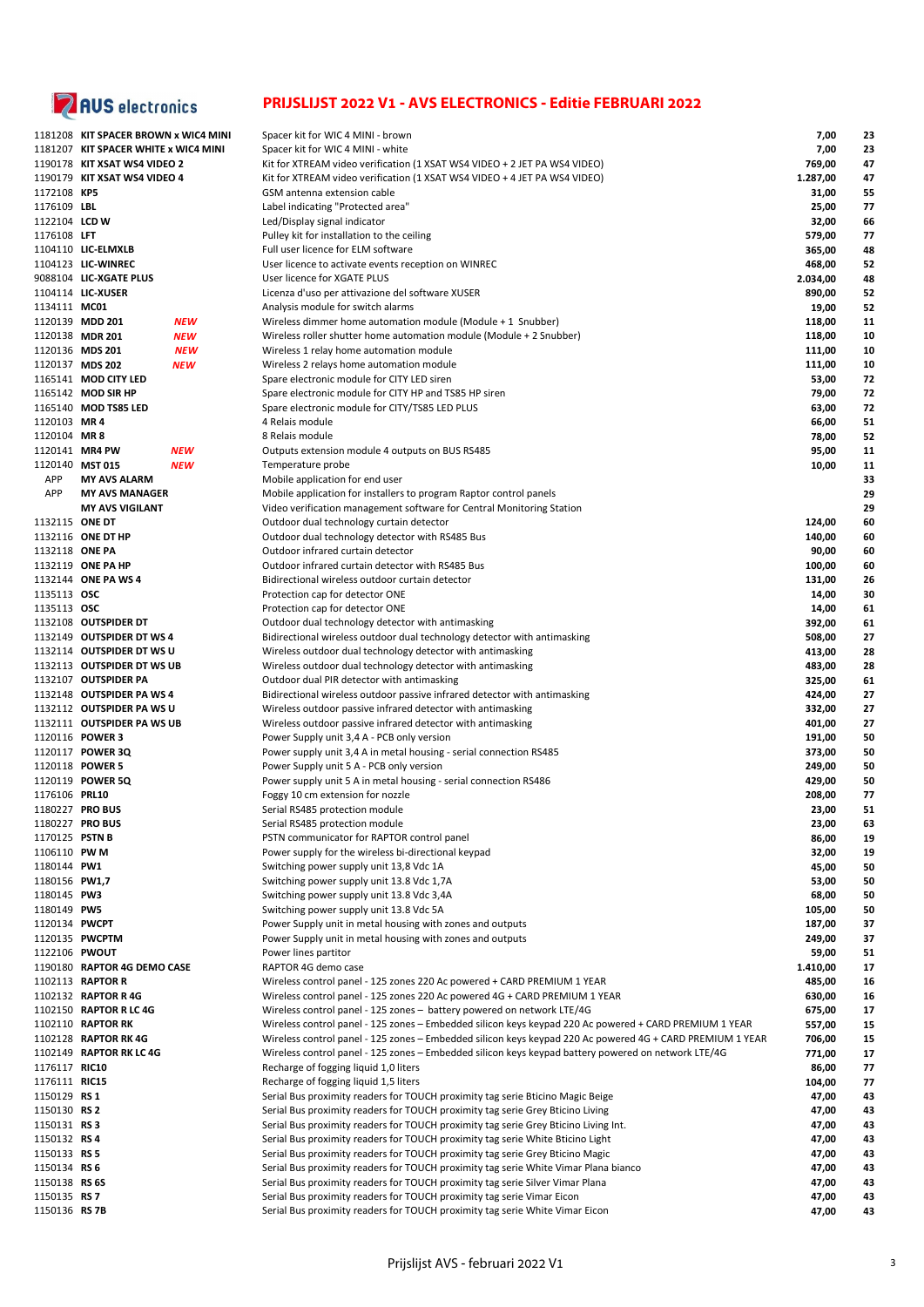# PRIJSLIJST 2022 V1 - AVS ELECTRONICS - Editie FEBRUARI 2022

| Code | Product | | Omschrijving | Prijs | Pag. |
|---|---|---|---|---|---|
| 1181208 | **KIT SPACER BROWN x WIC4 MINI** | | Spacer kit for WIC 4 MINI - brown | **7,00** | **23** |
| 1181207 | **KIT SPACER WHITE x WIC4 MINI** | | Spacer kit for WIC 4 MINI - white | **7,00** | **23** |
| 1190178 | **KIT XSAT WS4 VIDEO 2** | | Kit for XTREAM video verification (1 XSAT WS4 VIDEO + 2 JET PA WS4 VIDEO) | **769,00** | **47** |
| 1190179 | **KIT XSAT WS4 VIDEO 4** | | Kit for XTREAM video verification (1 XSAT WS4 VIDEO + 4 JET PA WS4 VIDEO) | **1.287,00** | **47** |
| 1172108 | **KP5** | | GSM antenna extension cable | **31,00** | **55** |
| 1176109 | **LBL** | | Label indicating "Protected area" | **25,00** | **77** |
| 1122104 | **LCD W** | | Led/Display signal indicator | **32,00** | **66** |
| 1176108 | **LFT** | | Pulley kit for installation to the ceiling | **579,00** | **77** |
| 1104110 | **LIC-ELMXLB** | | Full user licence for ELM software | **365,00** | **48** |
| 1104123 | **LIC-WINREC** | | User licence to activate events reception on WINREC | **468,00** | **52** |
| 9088104 | **LIC-XGATE PLUS** | | User licence for XGATE PLUS | **2.034,00** | **48** |
| 1104114 | **LIC-XUSER** | | Licenza d'uso per attivazione del software XUSER | **890,00** | **52** |
| 1134111 | **MC01** | | Analysis module for switch alarms | **19,00** | **52** |
| 1120139 | **MDD 201** | ***NEW*** | Wireless dimmer home automation module (Module + 1 Snubber) | **118,00** | **11** |
| 1120138 | **MDR 201** | ***NEW*** | Wireless roller shutter home automation module (Module + 2 Snubber) | **118,00** | **10** |
| 1120136 | **MDS 201** | ***NEW*** | Wireless 1 relay home automation module | **111,00** | **10** |
| 1120137 | **MDS 202** | ***NEW*** | Wireless 2 relays home automation module | **111,00** | **10** |
| 1165141 | **MOD CITY LED** | | Spare electronic module for CITY LED siren | **53,00** | **72** |
| 1165142 | **MOD SIR HP** | | Spare electronic module for CITY HP and TS85 HP siren | **79,00** | **72** |
| 1165140 | **MOD TS85 LED** | | Spare electronic module for CITY/TS85 LED PLUS | **63,00** | **72** |
| 1120103 | **MR 4** | | 4 Relais module | **66,00** | **51** |
| 1120104 | **MR 8** | | 8 Relais module | **78,00** | **52** |
| 1120141 | **MR4 PW** | ***NEW*** | Outputs extension module 4 outputs on BUS RS485 | **95,00** | **11** |
| 1120140 | **MST 015** | ***NEW*** | Temperature probe | **10,00** | **11** |
| APP | **MY AVS ALARM** | | Mobile application for end user | | **33** |
| APP | **MY AVS MANAGER** | | Mobile application for installers to program Raptor control panels | | **29** |
| | **MY AVS VIGILANT** | | Video verification management software for Central Monitoring Station | | **29** |
| 1132115 | **ONE DT** | | Outdoor dual technology curtain detector | **124,00** | **60** |
| 1132116 | **ONE DT HP** | | Outdoor dual technology detector with RS485 Bus | **140,00** | **60** |
| 1132118 | **ONE PA** | | Outdoor infrared curtain detector | **90,00** | **60** |
| 1132119 | **ONE PA HP** | | Outdoor infrared curtain detector with RS485 Bus | **100,00** | **60** |
| 1132144 | **ONE PA WS 4** | | Bidirectional wireless outdoor curtain detector | **131,00** | **26** |
| 1135113 | **OSC** | | Protection cap for detector ONE | **14,00** | **30** |
| 1135113 | **OSC** | | Protection cap for detector ONE | **14,00** | **61** |
| 1132108 | **OUTSPIDER DT** | | Outdoor dual technology detector with antimasking | **392,00** | **61** |
| 1132149 | **OUTSPIDER DT WS 4** | | Bidirectional wireless outdoor dual technology detector with antimasking | **508,00** | **27** |
| 1132114 | **OUTSPIDER DT WS U** | | Wireless outdoor dual technology detector with antimasking | **413,00** | **28** |
| 1132113 | **OUTSPIDER DT WS UB** | | Wireless outdoor dual technology detector with antimasking | **483,00** | **28** |
| 1132107 | **OUTSPIDER PA** | | Outdoor dual PIR detector with antimasking | **325,00** | **61** |
| 1132148 | **OUTSPIDER PA WS 4** | | Bidirectional wireless outdoor passive infrared detector with antimasking | **424,00** | **27** |
| 1132112 | **OUTSPIDER PA WS U** | | Wireless outdoor passive infrared detector with antimasking | **332,00** | **27** |
| 1132111 | **OUTSPIDER PA WS UB** | | Wireless outdoor passive infrared detector with antimasking | **401,00** | **27** |
| 1120116 | **POWER 3** | | Power Supply unit 3,4 A - PCB only version | **191,00** | **50** |
| 1120117 | **POWER 3Q** | | Power supply unit 3,4 A in metal housing - serial connection RS485 | **373,00** | **50** |
| 1120118 | **POWER 5** | | Power Supply unit 5 A - PCB only version | **249,00** | **50** |
| 1120119 | **POWER 5Q** | | Power supply unit 5 A in metal housing - serial connection RS486 | **429,00** | **50** |
| 1176106 | **PRL10** | | Foggy 10 cm extension for nozzle | **208,00** | **77** |
| 1180227 | **PRO BUS** | | Serial RS485 protection module | **23,00** | **51** |
| 1180227 | **PRO BUS** | | Serial RS485 protection module | **23,00** | **63** |
| 1170125 | **PSTN B** | | PSTN communicator for RAPTOR control panel | **86,00** | **19** |
| 1106110 | **PW M** | | Power supply for the wireless bi-directional keypad | **32,00** | **19** |
| 1180144 | **PW1** | | Switching power supply unit 13,8 Vdc 1A | **45,00** | **50** |
| 1180156 | **PW1,7** | | Switching power supply unit 13.8 Vdc 1,7A | **53,00** | **50** |
| 1180145 | **PW3** | | Switching power supply unit 13.8 Vdc 3,4A | **68,00** | **50** |
| 1180149 | **PW5** | | Switching power supply unit 13.8 Vdc 5A | **105,00** | **50** |
| 1120134 | **PWCPT** | | Power Supply unit in metal housing with zones and outputs | **187,00** | **37** |
| 1120135 | **PWCPTM** | | Power Supply unit in metal housing with zones and outputs | **249,00** | **37** |
| 1122106 | **PWOUT** | | Power lines partitor | **59,00** | **51** |
| 1190180 | **RAPTOR 4G DEMO CASE** | | RAPTOR 4G demo case | **1.410,00** | **17** |
| 1102113 | **RAPTOR R** | | Wireless control panel - 125 zones 220 Ac powered + CARD PREMIUM 1 YEAR | **485,00** | **16** |
| 1102132 | **RAPTOR R 4G** | | Wireless control panel - 125 zones 220 Ac powered 4G + CARD PREMIUM 1 YEAR | **630,00** | **16** |
| 1102150 | **RAPTOR R LC 4G** | | Wireless control panel - 125 zones – battery powered on network LTE/4G | **675,00** | **17** |
| 1102110 | **RAPTOR RK** | | Wireless control panel - 125 zones – Embedded silicon keys keypad 220 Ac powered + CARD PREMIUM 1 YEAR | **557,00** | **15** |
| 1102128 | **RAPTOR RK 4G** | | Wireless control panel - 125 zones – Embedded silicon keys keypad 220 Ac powered 4G + CARD PREMIUM 1 YEAR | **706,00** | **15** |
| 1102149 | **RAPTOR RK LC 4G** | | Wireless control panel - 125 zones – Embedded silicon keys keypad battery powered on network LTE/4G | **771,00** | **17** |
| 1176117 | **RIC10** | | Recharge of fogging liquid 1,0 liters | **86,00** | **77** |
| 1176111 | **RIC15** | | Recharge of fogging liquid 1,5 liters | **104,00** | **77** |
| 1150129 | **RS 1** | | Serial Bus proximity readers for TOUCH proximity tag serie Bticino Magic Beige | **47,00** | **43** |
| 1150130 | **RS 2** | | Serial Bus proximity readers for TOUCH proximity tag serie Grey Bticino Living | **47,00** | **43** |
| 1150131 | **RS 3** | | Serial Bus proximity readers for TOUCH proximity tag serie Grey Bticino Living Int. | **47,00** | **43** |
| 1150132 | **RS 4** | | Serial Bus proximity readers for TOUCH proximity tag serie White Bticino Light | **47,00** | **43** |
| 1150133 | **RS 5** | | Serial Bus proximity readers for TOUCH proximity tag serie Grey Bticino Magic | **47,00** | **43** |
| 1150134 | **RS 6** | | Serial Bus proximity readers for TOUCH proximity tag serie White Vimar Plana bianco | **47,00** | **43** |
| 1150138 | **RS 6S** | | Serial Bus proximity readers for TOUCH proximity tag serie Silver Vimar Plana | **47,00** | **43** |
| 1150135 | **RS 7** | | Serial Bus proximity readers for TOUCH proximity tag serie Vimar Eicon | **47,00** | **43** |
| 1150136 | **RS 7B** | | Serial Bus proximity readers for TOUCH proximity tag serie White Vimar Eicon | **47,00** | **43** |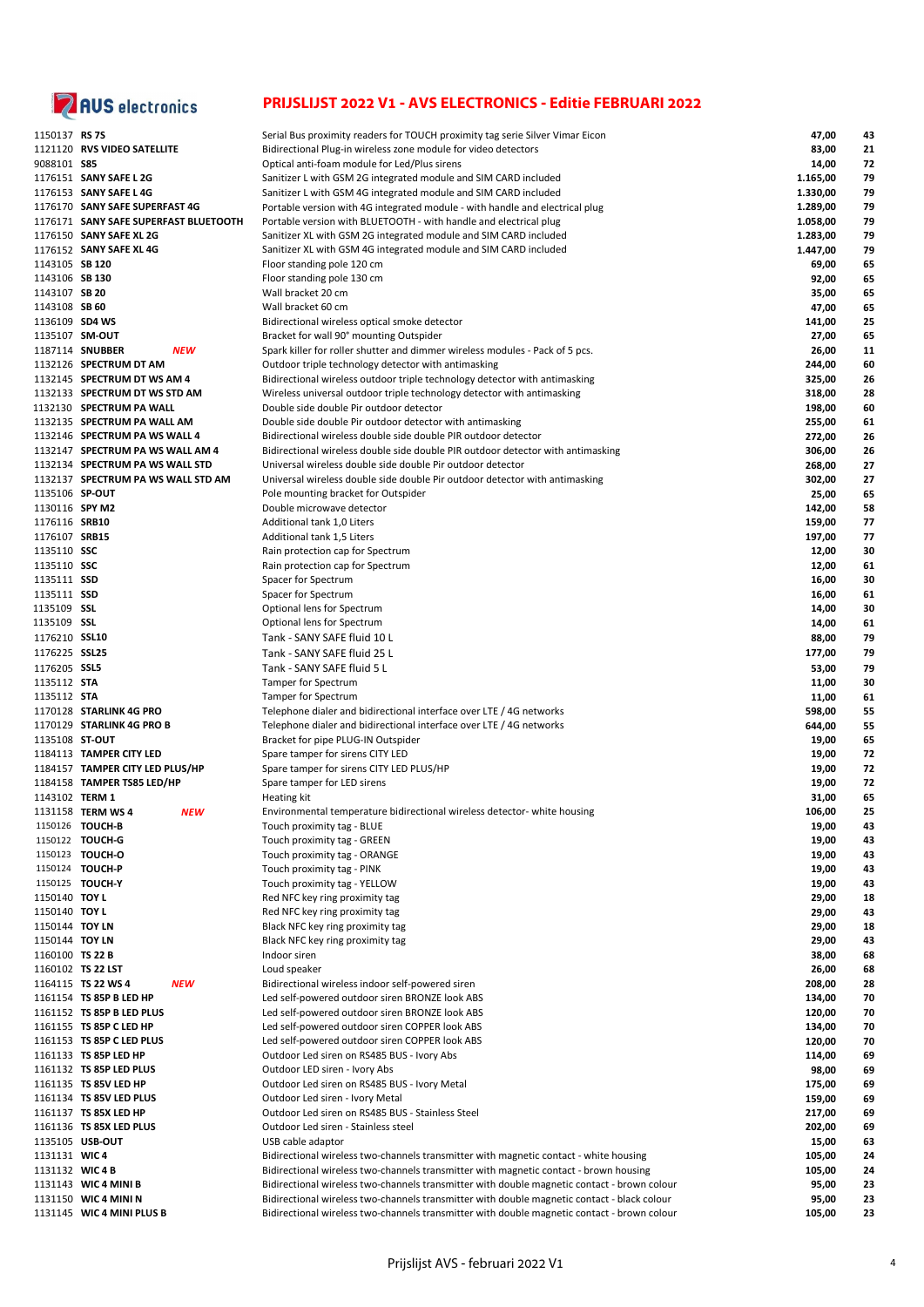# PRIJSLIJST 2022 V1 - AVS ELECTRONICS - Editie FEBRUARI 2022

| Code | Product | | Description | Price | Page |
|---|---|---|---|---|---|
| 1150137 | **RS 7S** | | Serial Bus proximity readers for TOUCH proximity tag serie Silver Vimar Eicon | 47,00 | 43 |
| 1121120 | **RVS VIDEO SATELLITE** | | Bidirectional Plug-in wireless zone module for video detectors | 83,00 | 21 |
| 9088101 | **S85** | | Optical anti-foam module for Led/Plus sirens | 14,00 | 72 |
| 1176151 | **SANY SAFE L 2G** | | Sanitizer L with GSM 2G integrated module and SIM CARD included | 1.165,00 | 79 |
| 1176153 | **SANY SAFE L 4G** | | Sanitizer L with GSM 4G integrated module and SIM CARD included | 1.330,00 | 79 |
| 1176170 | **SANY SAFE SUPERFAST 4G** | | Portable version with 4G integrated module - with handle and electrical plug | 1.289,00 | 79 |
| 1176171 | **SANY SAFE SUPERFAST BLUETOOTH** | | Portable version with BLUETOOTH - with handle and electrical plug | 1.058,00 | 79 |
| 1176150 | **SANY SAFE XL 2G** | | Sanitizer XL with GSM 2G integrated module and SIM CARD included | 1.283,00 | 79 |
| 1176152 | **SANY SAFE XL 4G** | | Sanitizer XL with GSM 4G integrated module and SIM CARD included | 1.447,00 | 79 |
| 1143105 | **SB 120** | | Floor standing pole 120 cm | 69,00 | 65 |
| 1143106 | **SB 130** | | Floor standing pole 130 cm | 92,00 | 65 |
| 1143107 | **SB 20** | | Wall bracket 20 cm | 35,00 | 65 |
| 1143108 | **SB 60** | | Wall bracket 60 cm | 47,00 | 65 |
| 1136109 | **SD4 WS** | | Bidirectional wireless optical smoke detector | 141,00 | 25 |
| 1135107 | **SM-OUT** | | Bracket for wall 90° mounting Outspider | 27,00 | 65 |
| 1187114 | **SNUBBER** | ***NEW*** | Spark killer for roller shutter and dimmer wireless modules - Pack of 5 pcs. | 26,00 | 11 |
| 1132126 | **SPECTRUM DT AM** | | Outdoor triple technology detector with antimasking | 244,00 | 60 |
| 1132145 | **SPECTRUM DT WS AM 4** | | Bidirectional wireless outdoor triple technology detector with antimasking | 325,00 | 26 |
| 1132133 | **SPECTRUM DT WS STD AM** | | Wireless universal outdoor triple technology detector with antimasking | 318,00 | 28 |
| 1132130 | **SPECTRUM PA WALL** | | Double side double Pir outdoor detector | 198,00 | 60 |
| 1132135 | **SPECTRUM PA WALL AM** | | Double side double Pir outdoor detector with antimasking | 255,00 | 61 |
| 1132146 | **SPECTRUM PA WS WALL 4** | | Bidirectional wireless double side double PIR outdoor detector | 272,00 | 26 |
| 1132147 | **SPECTRUM PA WS WALL AM 4** | | Bidirectional wireless double side double PIR outdoor detector with antimasking | 306,00 | 26 |
| 1132134 | **SPECTRUM PA WS WALL STD** | | Universal wireless double side double Pir outdoor detector | 268,00 | 27 |
| 1132137 | **SPECTRUM PA WS WALL STD AM** | | Universal wireless double side double Pir outdoor detector with antimasking | 302,00 | 27 |
| 1135106 | **SP-OUT** | | Pole mounting bracket for Outspider | 25,00 | 65 |
| 1130116 | **SPY M2** | | Double microwave detector | 142,00 | 58 |
| 1176116 | **SRB10** | | Additional tank 1,0 Liters | 159,00 | 77 |
| 1176107 | **SRB15** | | Additional tank 1,5 Liters | 197,00 | 77 |
| 1135110 | **SSC** | | Rain protection cap for Spectrum | 12,00 | 30 |
| 1135110 | **SSC** | | Rain protection cap for Spectrum | 12,00 | 61 |
| 1135111 | **SSD** | | Spacer for Spectrum | 16,00 | 30 |
| 1135111 | **SSD** | | Spacer for Spectrum | 16,00 | 61 |
| 1135109 | **SSL** | | Optional lens for Spectrum | 14,00 | 30 |
| 1135109 | **SSL** | | Optional lens for Spectrum | 14,00 | 61 |
| 1176210 | **SSL10** | | Tank - SANY SAFE fluid 10 L | 88,00 | 79 |
| 1176225 | **SSL25** | | Tank - SANY SAFE fluid 25 L | 177,00 | 79 |
| 1176205 | **SSL5** | | Tank - SANY SAFE fluid 5 L | 53,00 | 79 |
| 1135112 | **STA** | | Tamper for Spectrum | 11,00 | 30 |
| 1135112 | **STA** | | Tamper for Spectrum | 11,00 | 61 |
| 1170128 | **STARLINK 4G PRO** | | Telephone dialer and bidirectional interface over LTE / 4G networks | 598,00 | 55 |
| 1170129 | **STARLINK 4G PRO B** | | Telephone dialer and bidirectional interface over LTE / 4G networks | 644,00 | 55 |
| 1135108 | **ST-OUT** | | Bracket for pipe PLUG-IN Outspider | 19,00 | 65 |
| 1184113 | **TAMPER CITY LED** | | Spare tamper for sirens CITY LED | 19,00 | 72 |
| 1184157 | **TAMPER CITY LED PLUS/HP** | | Spare tamper for sirens CITY LED PLUS/HP | 19,00 | 72 |
| 1184158 | **TAMPER TS85 LED/HP** | | Spare tamper for LED sirens | 19,00 | 72 |
| 1143102 | **TERM 1** | | Heating kit | 31,00 | 65 |
| 1131158 | **TERM WS 4** | ***NEW*** | Environmental temperature bidirectional wireless detector- white housing | 106,00 | 25 |
| 1150126 | **TOUCH-B** | | Touch proximity tag - BLUE | 19,00 | 43 |
| 1150122 | **TOUCH-G** | | Touch proximity tag - GREEN | 19,00 | 43 |
| 1150123 | **TOUCH-O** | | Touch proximity tag - ORANGE | 19,00 | 43 |
| 1150124 | **TOUCH-P** | | Touch proximity tag - PINK | 19,00 | 43 |
| 1150125 | **TOUCH-Y** | | Touch proximity tag - YELLOW | 19,00 | 43 |
| 1150140 | **TOY L** | | Red NFC key ring proximity tag | 29,00 | 18 |
| 1150140 | **TOY L** | | Red NFC key ring proximity tag | 29,00 | 43 |
| 1150144 | **TOY LN** | | Black NFC key ring proximity tag | 29,00 | 18 |
| 1150144 | **TOY LN** | | Black NFC key ring proximity tag | 29,00 | 43 |
| 1160100 | **TS 22 B** | | Indoor siren | 38,00 | 68 |
| 1160102 | **TS 22 LST** | | Loud speaker | 26,00 | 68 |
| 1164115 | **TS 22 WS 4** | ***NEW*** | Bidirectional wireless indoor self-powered siren | 208,00 | 28 |
| 1161154 | **TS 85P B LED HP** | | Led self-powered outdoor siren BRONZE look ABS | 134,00 | 70 |
| 1161152 | **TS 85P B LED PLUS** | | Led self-powered outdoor siren BRONZE look ABS | 120,00 | 70 |
| 1161155 | **TS 85P C LED HP** | | Led self-powered outdoor siren COPPER look ABS | 134,00 | 70 |
| 1161153 | **TS 85P C LED PLUS** | | Led self-powered outdoor siren COPPER look ABS | 120,00 | 70 |
| 1161133 | **TS 85P LED HP** | | Outdoor Led siren on RS485 BUS - Ivory Abs | 114,00 | 69 |
| 1161132 | **TS 85P LED PLUS** | | Outdoor LED siren - Ivory Abs | 98,00 | 69 |
| 1161135 | **TS 85V LED HP** | | Outdoor Led siren on RS485 BUS - Ivory Metal | 175,00 | 69 |
| 1161134 | **TS 85V LED PLUS** | | Outdoor Led siren - Ivory Metal | 159,00 | 69 |
| 1161137 | **TS 85X LED HP** | | Outdoor Led siren on RS485 BUS - Stainless Steel | 217,00 | 69 |
| 1161136 | **TS 85X LED PLUS** | | Outdoor Led siren - Stainless steel | 202,00 | 69 |
| 1135105 | **USB-OUT** | | USB cable adaptor | 15,00 | 63 |
| 1131131 | **WIC 4** | | Bidirectional wireless two-channels transmitter with magnetic contact - white housing | 105,00 | 24 |
| 1131132 | **WIC 4 B** | | Bidirectional wireless two-channels transmitter with magnetic contact - brown housing | 105,00 | 24 |
| 1131143 | **WIC 4 MINI B** | | Bidirectional wireless two-channels transmitter with double magnetic contact - brown colour | 95,00 | 23 |
| 1131150 | **WIC 4 MINI N** | | Bidirectional wireless two-channels transmitter with double magnetic contact - black colour | 95,00 | 23 |
| 1131145 | **WIC 4 MINI PLUS B** | | Bidirectional wireless two-channels transmitter with double magnetic contact - brown colour | 105,00 | 23 |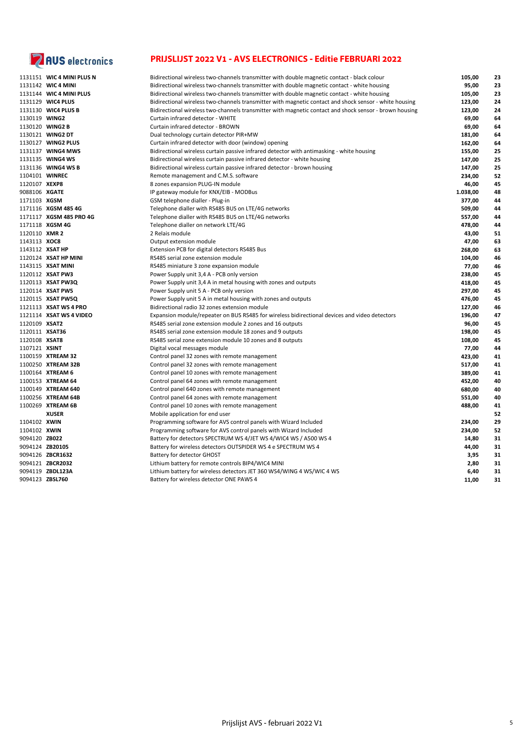# PRIJSLIJST 2022 V1 - AVS ELECTRONICS - Editie FEBRUARI 2022

| Code | Product | Omschrijving | Prijs | Pag. |
|---|---|---|---|---|
| 1131151 | **WIC 4 MINI PLUS N** | Bidirectional wireless two-channels transmitter with double magnetic contact - black colour | **105,00** | **23** |
| 1131142 | **WIC 4 MINI** | Bidirectional wireless two-channels transmitter with double magnetic contact - white housing | **95,00** | **23** |
| 1131144 | **WIC 4 MINI PLUS** | Bidirectional wireless two-channels transmitter with double magnetic contact - white housing | **105,00** | **23** |
| 1131129 | **WIC4 PLUS** | Bidirectional wireless two-channels transmitter with magnetic contact and shock sensor - white housing | **123,00** | **24** |
| 1131130 | **WIC4 PLUS B** | Bidirectional wireless two-channels transmitter with magnetic contact and shock sensor - brown housing | **123,00** | **24** |
| 1130119 | **WING2** | Curtain infrared detector - WHITE | **69,00** | **64** |
| 1130120 | **WING2 B** | Curtain infrared detector - BROWN | **69,00** | **64** |
| 1130121 | **WING2 DT** | Dual technology curtain detector PIR+MW | **181,00** | **64** |
| 1130127 | **WING2 PLUS** | Curtain infrared detector with door (window) opening | **162,00** | **64** |
| 1131137 | **WING4 MWS** | Bidirectional wireless curtain passive infrared detector with antimasking - white housing | **155,00** | **25** |
| 1131135 | **WING4 WS** | Bidirectional wireless curtain passive infrared detector - white housing | **147,00** | **25** |
| 1131136 | **WING4 WS B** | Bidirectional wireless curtain passive infrared detector - brown housing | **147,00** | **25** |
| 1104101 | **WINREC** | Remote management and C.M.S. software | **234,00** | **52** |
| 1120107 | **XEXP8** | 8 zones expansion PLUG-IN module | **46,00** | **45** |
| 9088106 | **XGATE** | IP gateway module for KNX/EIB - MODBus | **1.038,00** | **48** |
| 1171103 | **XGSM** | GSM telephone dialler - Plug-in | **377,00** | **44** |
| 1171116 | **XGSM 485 4G** | Telephone dialler with RS485 BUS on LTE/4G networks | **509,00** | **44** |
| 1171117 | **XGSM 485 PRO 4G** | Telephone dialler with RS485 BUS on LTE/4G networks | **557,00** | **44** |
| 1171118 | **XGSM 4G** | Telephone dialler on network LTE/4G | **478,00** | **44** |
| 1120110 | **XMR 2** | 2 Relais module | **43,00** | **51** |
| 1143113 | **XOC8** | Output extension module | **47,00** | **63** |
| 1143112 | **XSAT HP** | Extension PCB for digital detectors RS485 Bus | **268,00** | **63** |
| 1120124 | **XSAT HP MINI** | RS485 serial zone extension module | **104,00** | **46** |
| 1143115 | **XSAT MINI** | RS485 miniature 3 zone expansion module | **77,00** | **46** |
| 1120112 | **XSAT PW3** | Power Supply unit 3,4 A - PCB only version | **238,00** | **45** |
| 1120113 | **XSAT PW3Q** | Power Supply unit 3,4 A in metal housing with zones and outputs | **418,00** | **45** |
| 1120114 | **XSAT PW5** | Power Supply unit 5 A - PCB only version | **297,00** | **45** |
| 1120115 | **XSAT PW5Q** | Power Supply unit 5 A in metal housing with zones and outputs | **476,00** | **45** |
| 1121113 | **XSAT WS 4 PRO** | Bidirectional radio 32 zones extension module | **127,00** | **46** |
| 1121114 | **XSAT WS 4 VIDEO** | Expansion module/repeater on BUS RS485 for wireless bidirectional devices and video detectors | **196,00** | **47** |
| 1120109 | **XSAT2** | RS485 serial zone extension module 2 zones and 16 outputs | **96,00** | **45** |
| 1120111 | **XSAT36** | RS485 serial zone extension module 18 zones and 9 outputs | **198,00** | **45** |
| 1120108 | **XSAT8** | RS485 serial zone extension module 10 zones and 8 outputs | **108,00** | **45** |
| 1107121 | **XSINT** | Digital vocal messages module | **77,00** | **44** |
| 1100159 | **XTREAM 32** | Control panel 32 zones with remote management | **423,00** | **41** |
| 1100250 | **XTREAM 32B** | Control panel 32 zones with remote management | **517,00** | **41** |
| 1100164 | **XTREAM 6** | Control panel 10 zones with remote management | **389,00** | **41** |
| 1100153 | **XTREAM 64** | Control panel 64 zones with remote management | **452,00** | **40** |
| 1100149 | **XTREAM 640** | Control panel 640 zones with remote management | **680,00** | **40** |
| 1100256 | **XTREAM 64B** | Control panel 64 zones with remote management | **551,00** | **40** |
| 1100269 | **XTREAM 6B** | Control panel 10 zones with remote management | **488,00** | **41** |
| | **XUSER** | Mobile application for end user | | **52** |
| 1104102 | **XWIN** | Programming software for AVS control panels with Wizard Included | **234,00** | **29** |
| 1104102 | **XWIN** | Programming software for AVS control panels with Wizard Included | **234,00** | **52** |
| 9094120 | **ZB022** | Battery for detectors SPECTRUM WS 4/JET WS 4/WIC4 WS / A500 WS 4 | **14,80** | **31** |
| 9094124 | **ZB20105** | Battery for wireless detectors OUTSPIDER WS 4 e SPECTRUM WS 4 | **44,00** | **31** |
| 9094126 | **ZBCR1632** | Battery for detector GHOST | **3,95** | **31** |
| 9094121 | **ZBCR2032** | Lithium battery for remote controls BIP4/WIC4 MINI | **2,80** | **31** |
| 9094119 | **ZBDL123A** | Lithium battery for wireless detectors JET 360 WS4/WING 4 WS/WIC 4 WS | **6,40** | **31** |
| 9094123 | **ZBSL760** | Battery for wireless detector ONE PAWS 4 | **11,00** | **31** |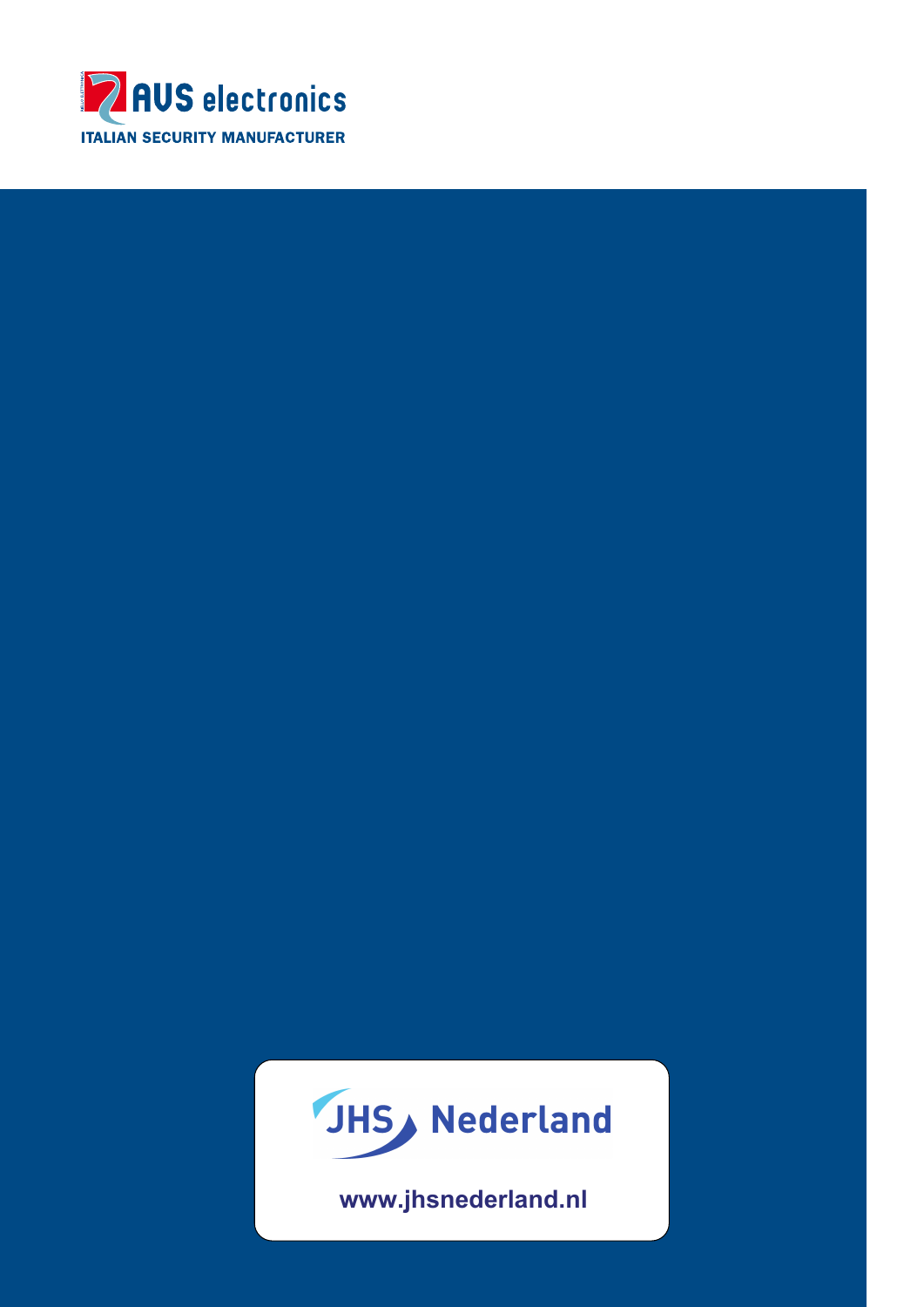AVS electronics

ITALIAN SECURITY MANUFACTURER

JHS Nederland

www.jhsnederland.nl